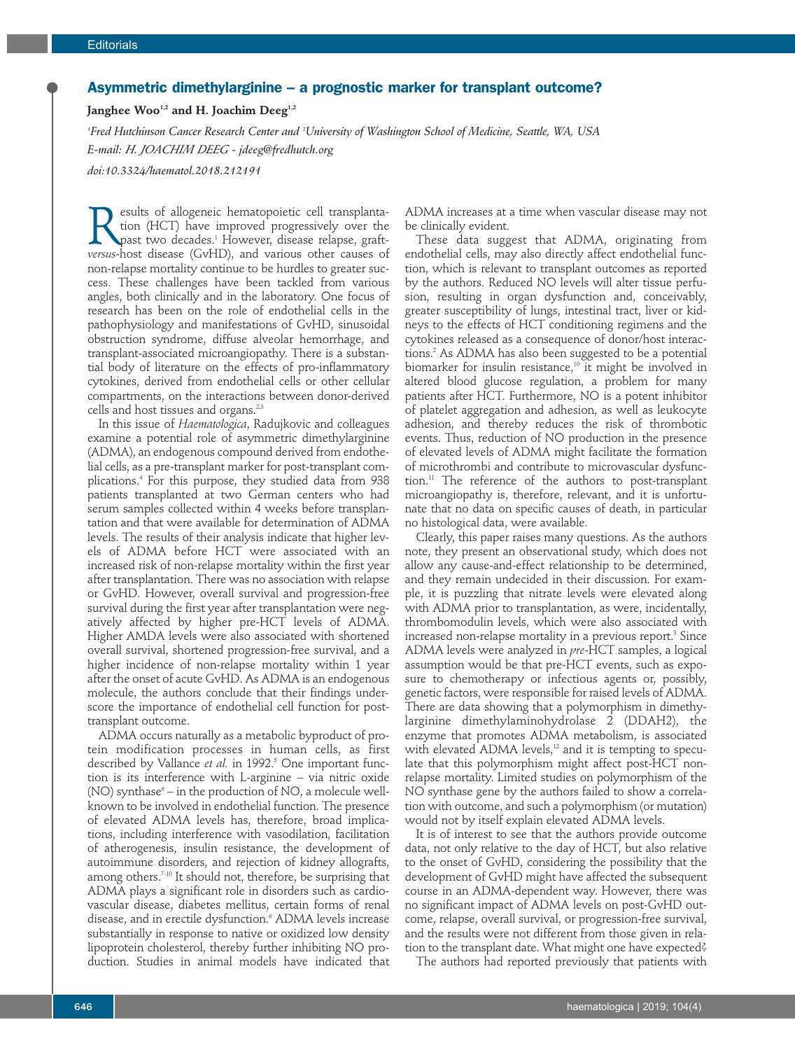# Asymmetric dimethylarginine – a prognostic marker for transplant outcome?

**Janghee Woo[1,2] and H. Joachim Deeg[1,2]**

*[1]Fred Hutchinson Cancer Research Center and [2]University of Washington School of Medicine, Seattle, WA, USA*

*E-mail: H. JOACHIM DEEG - jdeeg@fredhutch.org*

*doi:10.3324/haematol.2018.212191*

Results of allogeneic hematopoietic cell transplantation (HCT) have improved progressively over the past two decades.[1] However, disease relapse, graft-*versus*-host disease (GvHD), and various other causes of non-relapse mortality continue to be hurdles to greater success. These challenges have been tackled from various angles, both clinically and in the laboratory. One focus of research has been on the role of endothelial cells in the pathophysiology and manifestations of GvHD, sinusoidal obstruction syndrome, diffuse alveolar hemorrhage, and transplant-associated microangiopathy. There is a substantial body of literature on the effects of pro-inflammatory cytokines, derived from endothelial cells or other cellular compartments, on the interactions between donor-derived cells and host tissues and organs.[2,3]

In this issue of *Haematologica*, Radujkovic and colleagues examine a potential role of asymmetric dimethylarginine (ADMA), an endogenous compound derived from endothelial cells, as a pre-transplant marker for post-transplant complications.[4] For this purpose, they studied data from 938 patients transplanted at two German centers who had serum samples collected within 4 weeks before transplantation and that were available for determination of ADMA levels. The results of their analysis indicate that higher levels of ADMA before HCT were associated with an increased risk of non-relapse mortality within the first year after transplantation. There was no association with relapse or GvHD. However, overall survival and progression-free survival during the first year after transplantation were negatively affected by higher pre-HCT levels of ADMA. Higher AMDA levels were also associated with shortened overall survival, shortened progression-free survival, and a higher incidence of non-relapse mortality within 1 year after the onset of acute GvHD. As ADMA is an endogenous molecule, the authors conclude that their findings underscore the importance of endothelial cell function for post-transplant outcome.

ADMA occurs naturally as a metabolic byproduct of protein modification processes in human cells, as first described by Vallance *et al.* in 1992.[5] One important function is its interference with L-arginine – via nitric oxide (NO) synthase[6] – in the production of NO, a molecule well-known to be involved in endothelial function. The presence of elevated ADMA levels has, therefore, broad implications, including interference with vasodilation, facilitation of atherogenesis, insulin resistance, the development of autoimmune disorders, and rejection of kidney allografts, among others.[7-10] It should not, therefore, be surprising that ADMA plays a significant role in disorders such as cardiovascular disease, diabetes mellitus, certain forms of renal disease, and in erectile dysfunction.[6] ADMA levels increase substantially in response to native or oxidized low density lipoprotein cholesterol, thereby further inhibiting NO production. Studies in animal models have indicated that ADMA increases at a time when vascular disease may not be clinically evident.

These data suggest that ADMA, originating from endothelial cells, may also directly affect endothelial function, which is relevant to transplant outcomes as reported by the authors. Reduced NO levels will alter tissue perfusion, resulting in organ dysfunction and, conceivably, greater susceptibility of lungs, intestinal tract, liver or kidneys to the effects of HCT conditioning regimens and the cytokines released as a consequence of donor/host interactions.[2] As ADMA has also been suggested to be a potential biomarker for insulin resistance,[10] it might be involved in altered blood glucose regulation, a problem for many patients after HCT. Furthermore, NO is a potent inhibitor of platelet aggregation and adhesion, as well as leukocyte adhesion, and thereby reduces the risk of thrombotic events. Thus, reduction of NO production in the presence of elevated levels of ADMA might facilitate the formation of microthrombi and contribute to microvascular dysfunction.[11] The reference of the authors to post-transplant microangiopathy is, therefore, relevant, and it is unfortunate that no data on specific causes of death, in particular no histological data, were available.

Clearly, this paper raises many questions. As the authors note, they present an observational study, which does not allow any cause-and-effect relationship to be determined, and they remain undecided in their discussion. For example, it is puzzling that nitrate levels were elevated along with ADMA prior to transplantation, as were, incidentally, thrombomodulin levels, which were also associated with increased non-relapse mortality in a previous report.[3] Since ADMA levels were analyzed in *pre*-HCT samples, a logical assumption would be that pre-HCT events, such as exposure to chemotherapy or infectious agents or, possibly, genetic factors, were responsible for raised levels of ADMA. There are data showing that a polymorphism in dimethylarginine dimethylaminohydrolase 2 (DDAH2), the enzyme that promotes ADMA metabolism, is associated with elevated ADMA levels,[12] and it is tempting to speculate that this polymorphism might affect post-HCT non-relapse mortality. Limited studies on polymorphism of the NO synthase gene by the authors failed to show a correlation with outcome, and such a polymorphism (or mutation) would not by itself explain elevated ADMA levels.

It is of interest to see that the authors provide outcome data, not only relative to the day of HCT, but also relative to the onset of GvHD, considering the possibility that the development of GvHD might have affected the subsequent course in an ADMA-dependent way. However, there was no significant impact of ADMA levels on post-GvHD outcome, relapse, overall survival, or progression-free survival, and the results were not different from those given in relation to the transplant date. What might one have expected?

The authors had reported previously that patients with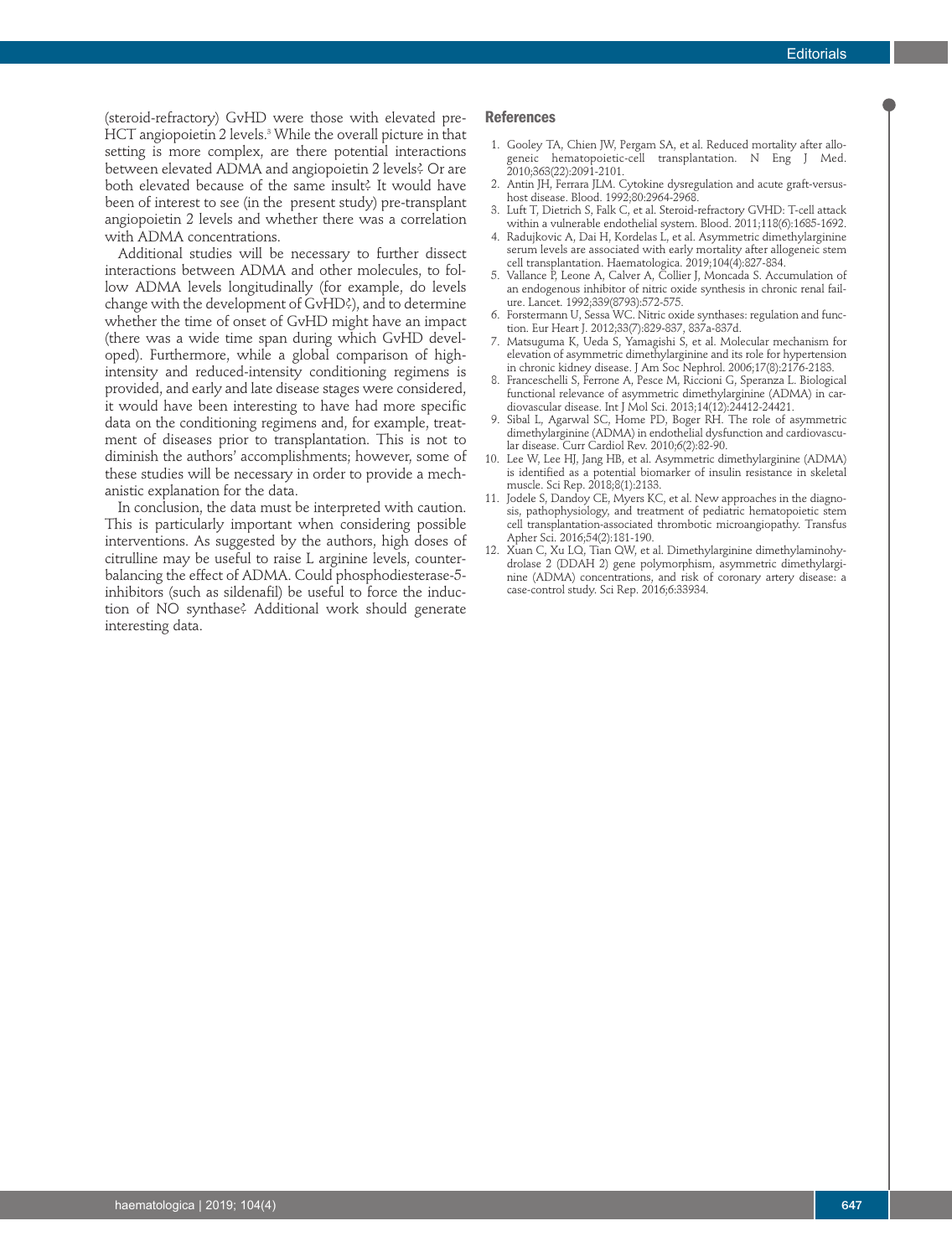(steroid-refractory) GvHD were those with elevated pre-HCT angiopoietin 2 levels.[3] While the overall picture in that setting is more complex, are there potential interactions between elevated ADMA and angiopoietin 2 levels? Or are both elevated because of the same insult? It would have been of interest to see (in the present study) pre-transplant angiopoietin 2 levels and whether there was a correlation with ADMA concentrations.

Additional studies will be necessary to further dissect interactions between ADMA and other molecules, to follow ADMA levels longitudinally (for example, do levels change with the development of GvHD?), and to determine whether the time of onset of GvHD might have an impact (there was a wide time span during which GvHD developed). Furthermore, while a global comparison of high-intensity and reduced-intensity conditioning regimens is provided, and early and late disease stages were considered, it would have been interesting to have had more specific data on the conditioning regimens and, for example, treatment of diseases prior to transplantation. This is not to diminish the authors' accomplishments; however, some of these studies will be necessary in order to provide a mechanistic explanation for the data.

In conclusion, the data must be interpreted with caution. This is particularly important when considering possible interventions. As suggested by the authors, high doses of citrulline may be useful to raise L arginine levels, counterbalancing the effect of ADMA. Could phosphodiesterase-5-inhibitors (such as sildenafil) be useful to force the induction of NO synthase? Additional work should generate interesting data.

## References

1. Gooley TA, Chien JW, Pergam SA, et al. Reduced mortality after allogeneic hematopoietic-cell transplantation. N Eng J Med. 2010;363(22):2091-2101.
2. Antin JH, Ferrara JLM. Cytokine dysregulation and acute graft-versus-host disease. Blood. 1992;80:2964-2968.
3. Luft T, Dietrich S, Falk C, et al. Steroid-refractory GVHD: T-cell attack within a vulnerable endothelial system. Blood. 2011;118(6):1685-1692.
4. Radujkovic A, Dai H, Kordelas L, et al. Asymmetric dimethylarginine serum levels are associated with early mortality after allogeneic stem cell transplantation. Haematologica. 2019;104(4):827-834.
5. Vallance P, Leone A, Calver A, Collier J, Moncada S. Accumulation of an endogenous inhibitor of nitric oxide synthesis in chronic renal failure. Lancet. 1992;339(8793):572-575.
6. Forstermann U, Sessa WC. Nitric oxide synthases: regulation and function. Eur Heart J. 2012;33(7):829-837, 837a-837d.
7. Matsuguma K, Ueda S, Yamagishi S, et al. Molecular mechanism for elevation of asymmetric dimethylarginine and its role for hypertension in chronic kidney disease. J Am Soc Nephrol. 2006;17(8):2176-2183.
8. Franceschelli S, Ferrone A, Pesce M, Riccioni G, Speranza L. Biological functional relevance of asymmetric dimethylarginine (ADMA) in cardiovascular disease. Int J Mol Sci. 2013;14(12):24412-24421.
9. Sibal L, Agarwal SC, Home PD, Boger RH. The role of asymmetric dimethylarginine (ADMA) in endothelial dysfunction and cardiovascular disease. Curr Cardiol Rev. 2010;6(2):82-90.
10. Lee W, Lee HJ, Jang HB, et al. Asymmetric dimethylarginine (ADMA) is identified as a potential biomarker of insulin resistance in skeletal muscle. Sci Rep. 2018;8(1):2133.
11. Jodele S, Dandoy CE, Myers KC, et al. New approaches in the diagnosis, pathophysiology, and treatment of pediatric hematopoietic stem cell transplantation-associated thrombotic microangiopathy. Transfus Apher Sci. 2016;54(2):181-190.
12. Xuan C, Xu LQ, Tian QW, et al. Dimethylarginine dimethylaminohydrolase 2 (DDAH 2) gene polymorphism, asymmetric dimethylarginine (ADMA) concentrations, and risk of coronary artery disease: a case-control study. Sci Rep. 2016;6:33934.